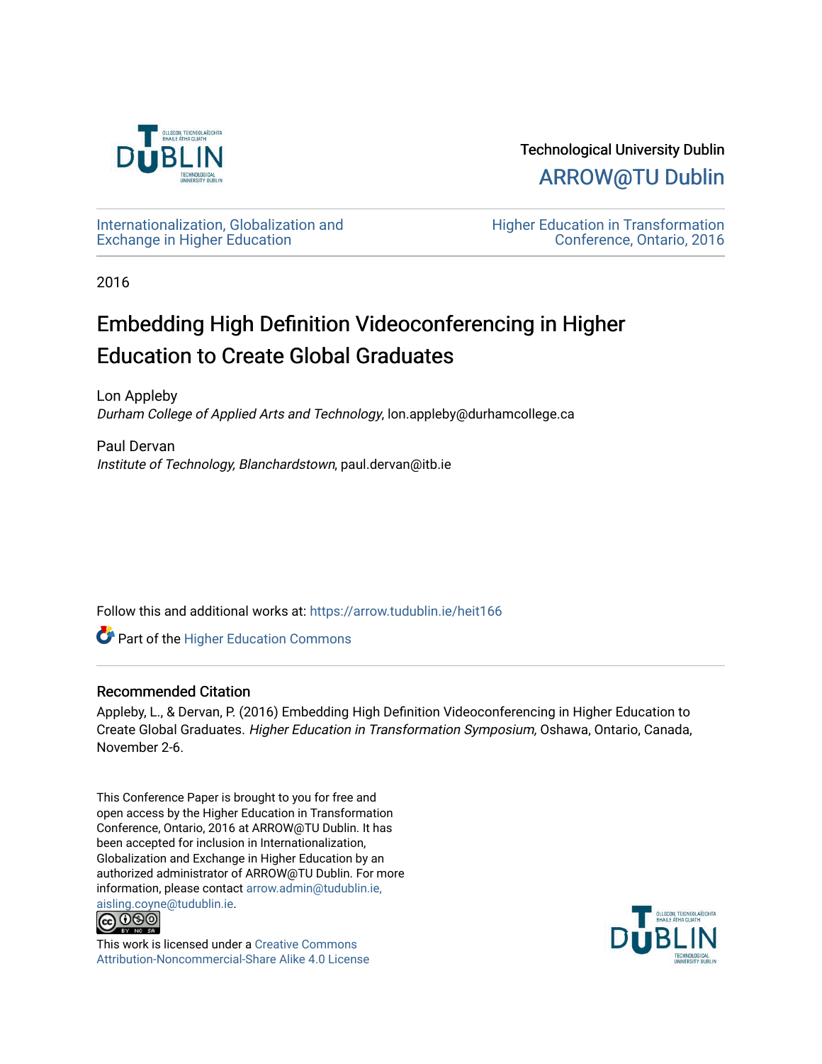Technological University Dublin

ARROW@TU Dublin

Internationalization, Globalization and Exchange in Higher Education

Higher Education in Transformation Conference, Ontario, 2016

2016

# Embedding High Definition Videoconferencing in Higher Education to Create Global Graduates

Lon Appleby
*Durham College of Applied Arts and Technology*, lon.appleby@durhamcollege.ca

Paul Dervan
*Institute of Technology, Blanchardstown*, paul.dervan@itb.ie

Follow this and additional works at: https://arrow.tudublin.ie/heit166

Part of the Higher Education Commons

## Recommended Citation

Appleby, L., & Dervan, P. (2016) Embedding High Definition Videoconferencing in Higher Education to Create Global Graduates. *Higher Education in Transformation Symposium,* Oshawa, Ontario, Canada, November 2-6.

This Conference Paper is brought to you for free and open access by the Higher Education in Transformation Conference, Ontario, 2016 at ARROW@TU Dublin. It has been accepted for inclusion in Internationalization, Globalization and Exchange in Higher Education by an authorized administrator of ARROW@TU Dublin. For more information, please contact arrow.admin@tudublin.ie, aisling.coyne@tudublin.ie.

This work is licensed under a Creative Commons Attribution-Noncommercial-Share Alike 4.0 License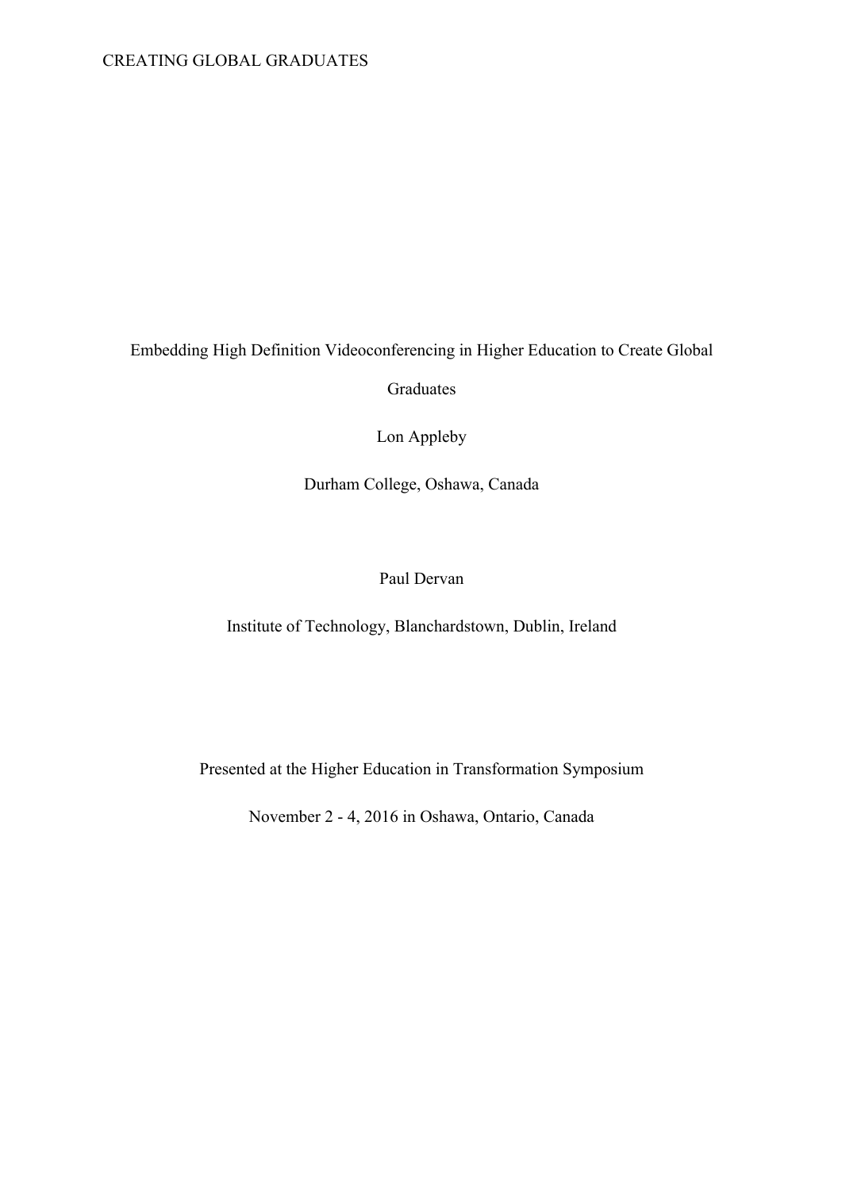# Embedding High Definition Videoconferencing in Higher Education to Create Global Graduates

Lon Appleby

Durham College, Oshawa, Canada

Paul Dervan

Institute of Technology, Blanchardstown, Dublin, Ireland

Presented at the Higher Education in Transformation Symposium

November 2 - 4, 2016 in Oshawa, Ontario, Canada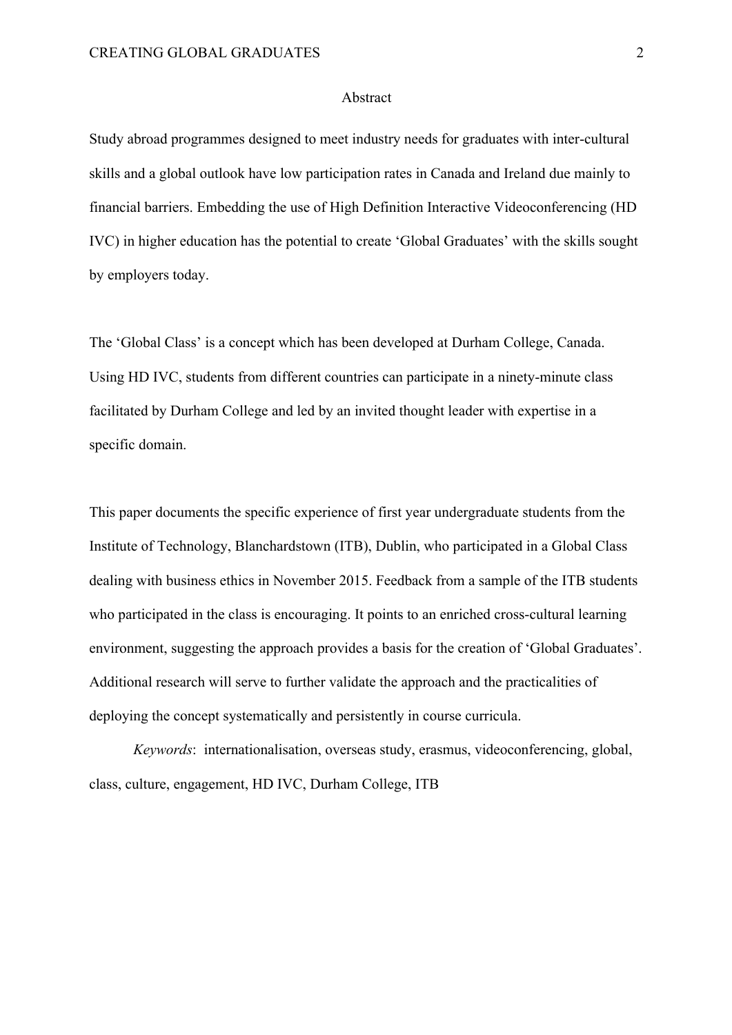## Abstract

Study abroad programmes designed to meet industry needs for graduates with inter-cultural skills and a global outlook have low participation rates in Canada and Ireland due mainly to financial barriers. Embedding the use of High Definition Interactive Videoconferencing (HD IVC) in higher education has the potential to create 'Global Graduates' with the skills sought by employers today.

The 'Global Class' is a concept which has been developed at Durham College, Canada. Using HD IVC, students from different countries can participate in a ninety-minute class facilitated by Durham College and led by an invited thought leader with expertise in a specific domain.

This paper documents the specific experience of first year undergraduate students from the Institute of Technology, Blanchardstown (ITB), Dublin, who participated in a Global Class dealing with business ethics in November 2015. Feedback from a sample of the ITB students who participated in the class is encouraging. It points to an enriched cross-cultural learning environment, suggesting the approach provides a basis for the creation of 'Global Graduates'. Additional research will serve to further validate the approach and the practicalities of deploying the concept systematically and persistently in course curricula.

*Keywords*: internationalisation, overseas study, erasmus, videoconferencing, global, class, culture, engagement, HD IVC, Durham College, ITB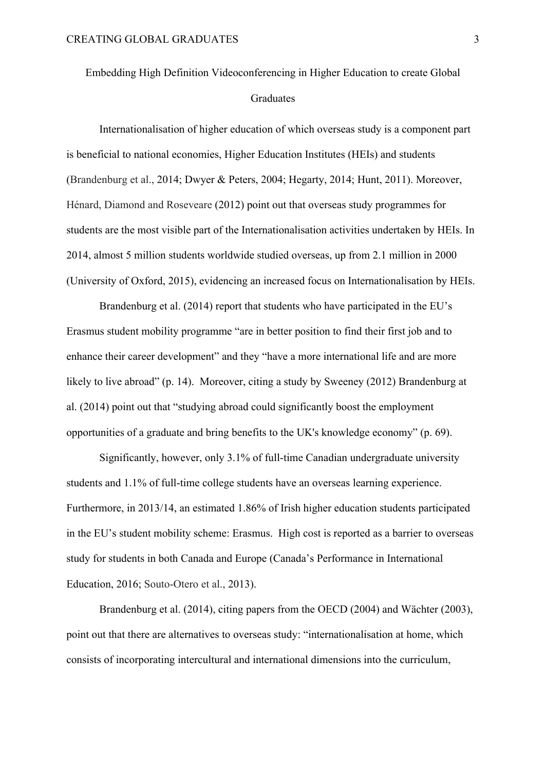# Embedding High Definition Videoconferencing in Higher Education to create Global Graduates

Internationalisation of higher education of which overseas study is a component part is beneficial to national economies, Higher Education Institutes (HEIs) and students (Brandenburg et al., 2014; Dwyer & Peters, 2004; Hegarty, 2014; Hunt, 2011). Moreover, Hénard, Diamond and Roseveare (2012) point out that overseas study programmes for students are the most visible part of the Internationalisation activities undertaken by HEIs. In 2014, almost 5 million students worldwide studied overseas, up from 2.1 million in 2000 (University of Oxford, 2015), evidencing an increased focus on Internationalisation by HEIs.

Brandenburg et al. (2014) report that students who have participated in the EU's Erasmus student mobility programme "are in better position to find their first job and to enhance their career development" and they "have a more international life and are more likely to live abroad" (p. 14). Moreover, citing a study by Sweeney (2012) Brandenburg at al. (2014) point out that "studying abroad could significantly boost the employment opportunities of a graduate and bring benefits to the UK's knowledge economy" (p. 69).

Significantly, however, only 3.1% of full-time Canadian undergraduate university students and 1.1% of full-time college students have an overseas learning experience. Furthermore, in 2013/14, an estimated 1.86% of Irish higher education students participated in the EU's student mobility scheme: Erasmus. High cost is reported as a barrier to overseas study for students in both Canada and Europe (Canada's Performance in International Education, 2016; Souto-Otero et al., 2013).

Brandenburg et al. (2014), citing papers from the OECD (2004) and Wächter (2003), point out that there are alternatives to overseas study: "internationalisation at home, which consists of incorporating intercultural and international dimensions into the curriculum,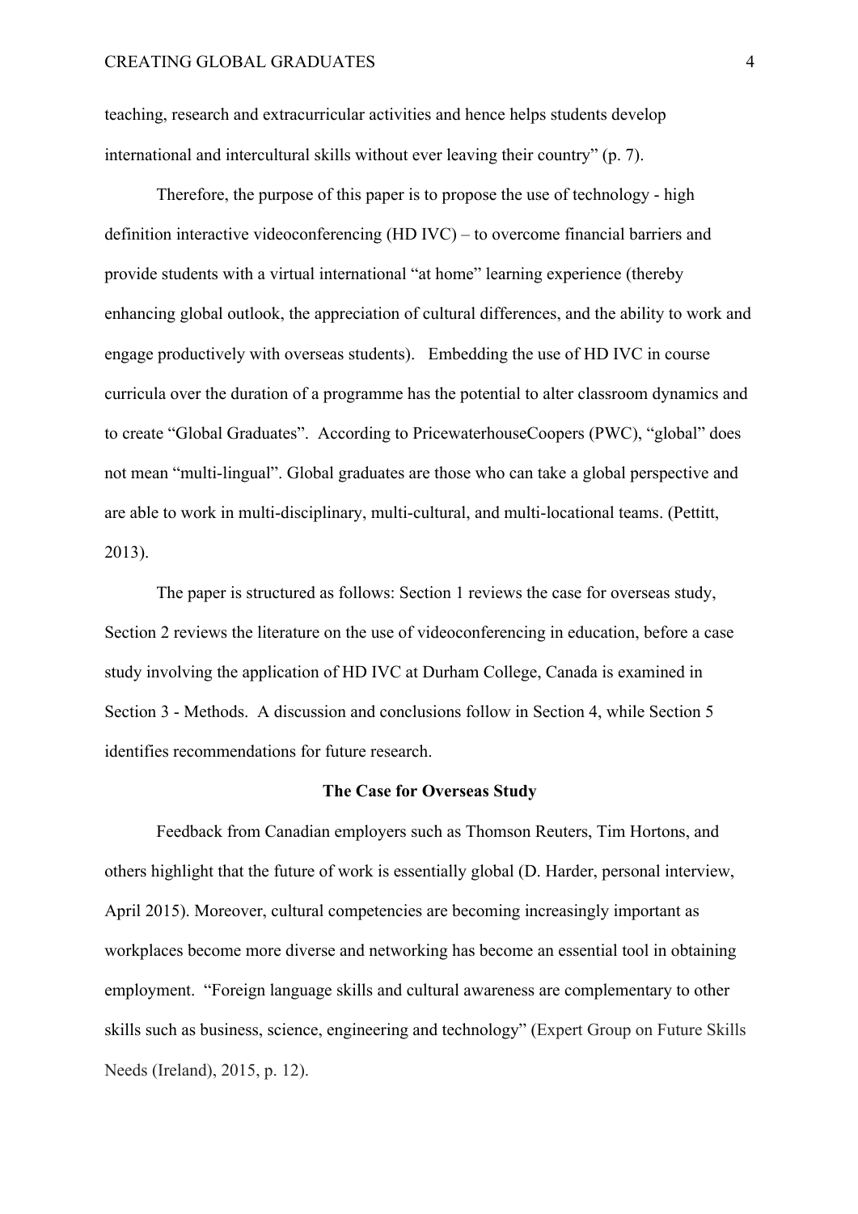teaching, research and extracurricular activities and hence helps students develop international and intercultural skills without ever leaving their country" (p. 7).

Therefore, the purpose of this paper is to propose the use of technology - high definition interactive videoconferencing (HD IVC) – to overcome financial barriers and provide students with a virtual international "at home" learning experience (thereby enhancing global outlook, the appreciation of cultural differences, and the ability to work and engage productively with overseas students). Embedding the use of HD IVC in course curricula over the duration of a programme has the potential to alter classroom dynamics and to create "Global Graduates". According to PricewaterhouseCoopers (PWC), "global" does not mean "multi-lingual". Global graduates are those who can take a global perspective and are able to work in multi-disciplinary, multi-cultural, and multi-locational teams. (Pettitt, 2013).

The paper is structured as follows: Section 1 reviews the case for overseas study, Section 2 reviews the literature on the use of videoconferencing in education, before a case study involving the application of HD IVC at Durham College, Canada is examined in Section 3 - Methods. A discussion and conclusions follow in Section 4, while Section 5 identifies recommendations for future research.

## The Case for Overseas Study

Feedback from Canadian employers such as Thomson Reuters, Tim Hortons, and others highlight that the future of work is essentially global (D. Harder, personal interview, April 2015). Moreover, cultural competencies are becoming increasingly important as workplaces become more diverse and networking has become an essential tool in obtaining employment. "Foreign language skills and cultural awareness are complementary to other skills such as business, science, engineering and technology" (Expert Group on Future Skills Needs (Ireland), 2015, p. 12).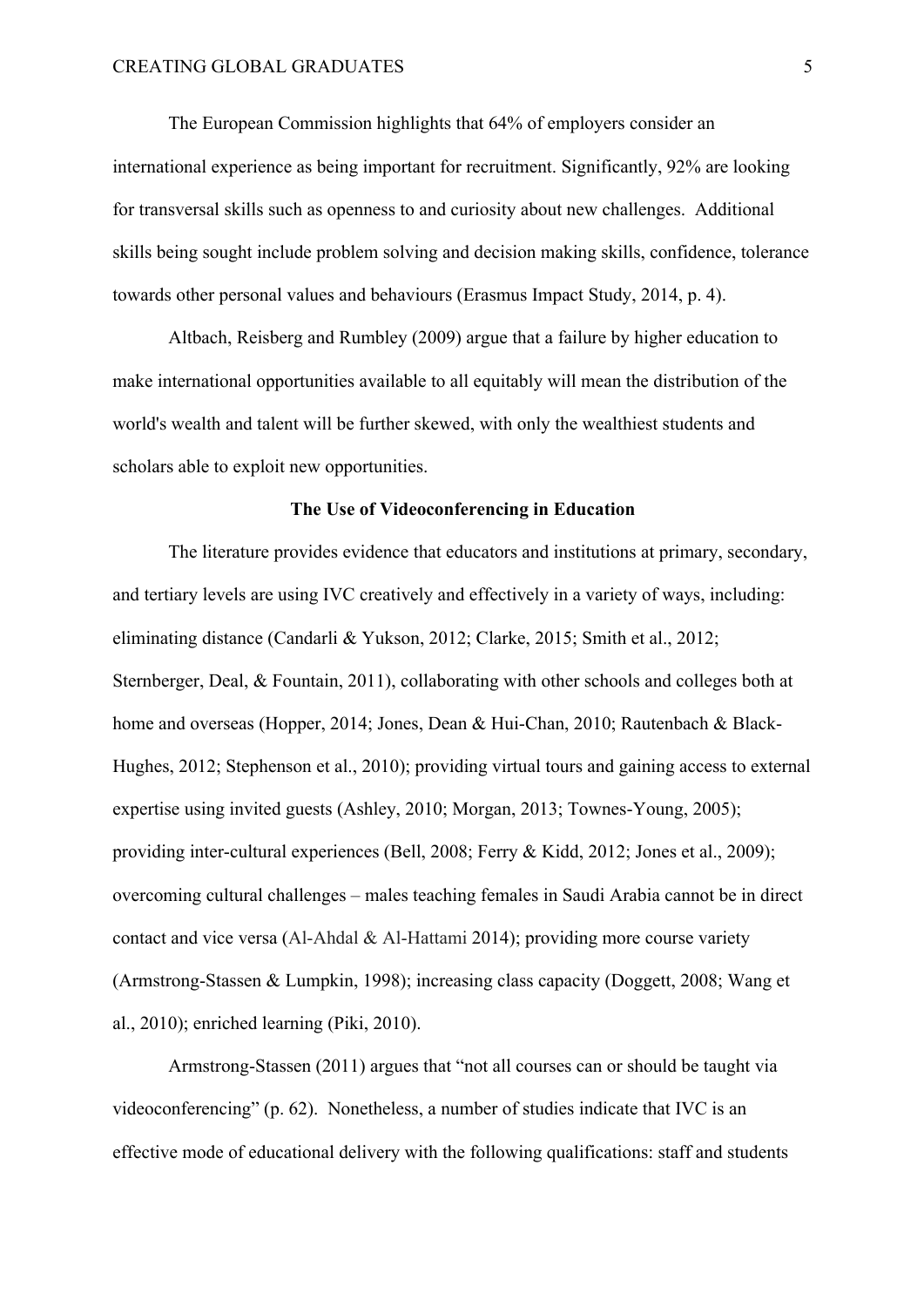The European Commission highlights that 64% of employers consider an international experience as being important for recruitment. Significantly, 92% are looking for transversal skills such as openness to and curiosity about new challenges. Additional skills being sought include problem solving and decision making skills, confidence, tolerance towards other personal values and behaviours (Erasmus Impact Study, 2014, p. 4).

Altbach, Reisberg and Rumbley (2009) argue that a failure by higher education to make international opportunities available to all equitably will mean the distribution of the world's wealth and talent will be further skewed, with only the wealthiest students and scholars able to exploit new opportunities.

## The Use of Videoconferencing in Education

The literature provides evidence that educators and institutions at primary, secondary, and tertiary levels are using IVC creatively and effectively in a variety of ways, including: eliminating distance (Candarli & Yukson, 2012; Clarke, 2015; Smith et al., 2012; Sternberger, Deal, & Fountain, 2011), collaborating with other schools and colleges both at home and overseas (Hopper, 2014; Jones, Dean & Hui-Chan, 2010; Rautenbach & Black-Hughes, 2012; Stephenson et al., 2010); providing virtual tours and gaining access to external expertise using invited guests (Ashley, 2010; Morgan, 2013; Townes-Young, 2005); providing inter-cultural experiences (Bell, 2008; Ferry & Kidd, 2012; Jones et al., 2009); overcoming cultural challenges – males teaching females in Saudi Arabia cannot be in direct contact and vice versa (Al-Ahdal & Al-Hattami 2014); providing more course variety (Armstrong-Stassen & Lumpkin, 1998); increasing class capacity (Doggett, 2008; Wang et al., 2010); enriched learning (Piki, 2010).

Armstrong-Stassen (2011) argues that "not all courses can or should be taught via videoconferencing" (p. 62). Nonetheless, a number of studies indicate that IVC is an effective mode of educational delivery with the following qualifications: staff and students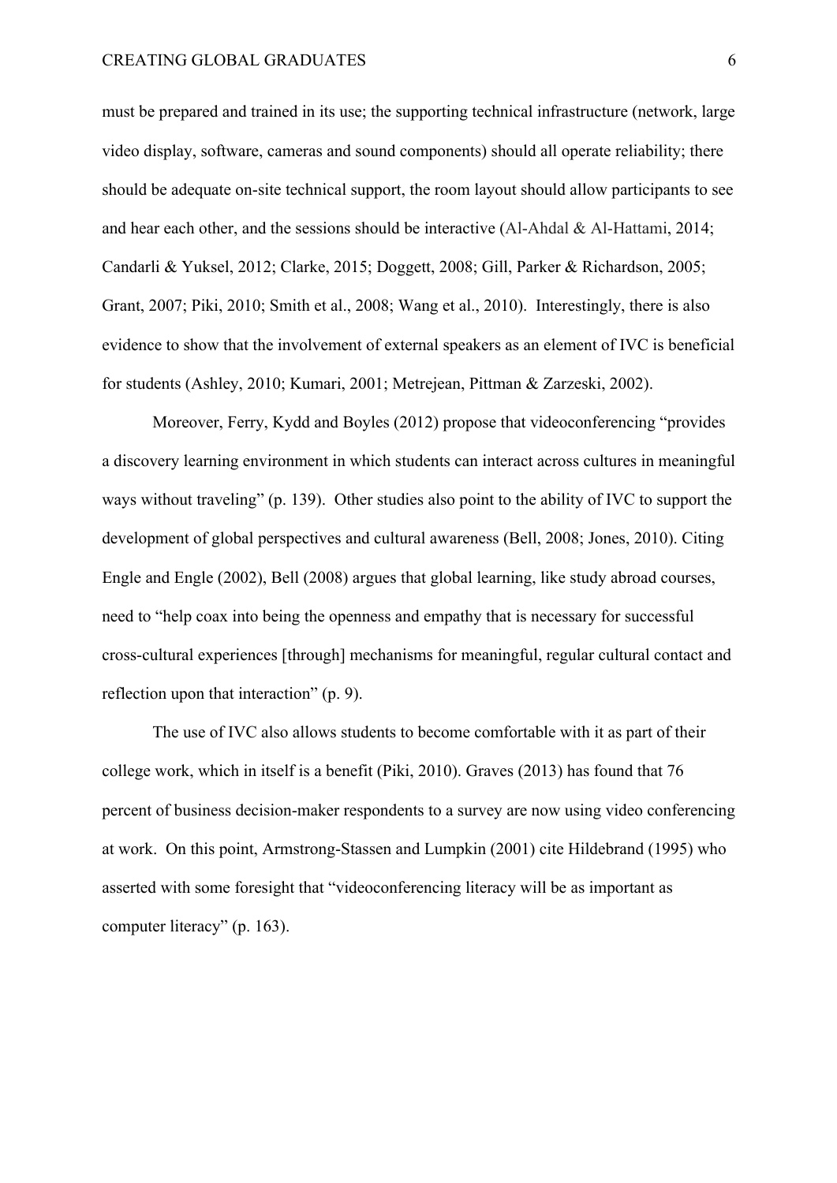must be prepared and trained in its use; the supporting technical infrastructure (network, large video display, software, cameras and sound components) should all operate reliability; there should be adequate on-site technical support, the room layout should allow participants to see and hear each other, and the sessions should be interactive (Al-Ahdal & Al-Hattami, 2014; Candarli & Yuksel, 2012; Clarke, 2015; Doggett, 2008; Gill, Parker & Richardson, 2005; Grant, 2007; Piki, 2010; Smith et al., 2008; Wang et al., 2010). Interestingly, there is also evidence to show that the involvement of external speakers as an element of IVC is beneficial for students (Ashley, 2010; Kumari, 2001; Metrejean, Pittman & Zarzeski, 2002).

Moreover, Ferry, Kydd and Boyles (2012) propose that videoconferencing "provides a discovery learning environment in which students can interact across cultures in meaningful ways without traveling" (p. 139). Other studies also point to the ability of IVC to support the development of global perspectives and cultural awareness (Bell, 2008; Jones, 2010). Citing Engle and Engle (2002), Bell (2008) argues that global learning, like study abroad courses, need to "help coax into being the openness and empathy that is necessary for successful cross-cultural experiences [through] mechanisms for meaningful, regular cultural contact and reflection upon that interaction" (p. 9).

The use of IVC also allows students to become comfortable with it as part of their college work, which in itself is a benefit (Piki, 2010). Graves (2013) has found that 76 percent of business decision-maker respondents to a survey are now using video conferencing at work. On this point, Armstrong-Stassen and Lumpkin (2001) cite Hildebrand (1995) who asserted with some foresight that "videoconferencing literacy will be as important as computer literacy" (p. 163).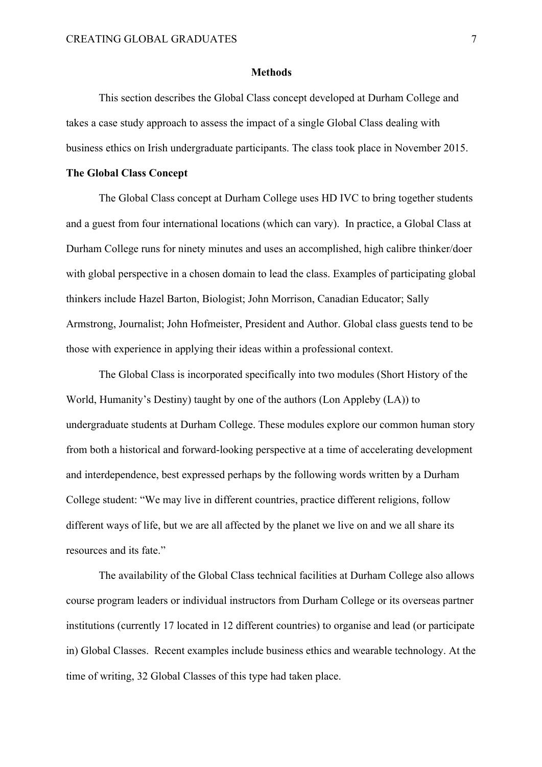## Methods

This section describes the Global Class concept developed at Durham College and takes a case study approach to assess the impact of a single Global Class dealing with business ethics on Irish undergraduate participants. The class took place in November 2015.

### The Global Class Concept

The Global Class concept at Durham College uses HD IVC to bring together students and a guest from four international locations (which can vary). In practice, a Global Class at Durham College runs for ninety minutes and uses an accomplished, high calibre thinker/doer with global perspective in a chosen domain to lead the class. Examples of participating global thinkers include Hazel Barton, Biologist; John Morrison, Canadian Educator; Sally Armstrong, Journalist; John Hofmeister, President and Author. Global class guests tend to be those with experience in applying their ideas within a professional context.

The Global Class is incorporated specifically into two modules (Short History of the World, Humanity's Destiny) taught by one of the authors (Lon Appleby (LA)) to undergraduate students at Durham College. These modules explore our common human story from both a historical and forward-looking perspective at a time of accelerating development and interdependence, best expressed perhaps by the following words written by a Durham College student: "We may live in different countries, practice different religions, follow different ways of life, but we are all affected by the planet we live on and we all share its resources and its fate."

The availability of the Global Class technical facilities at Durham College also allows course program leaders or individual instructors from Durham College or its overseas partner institutions (currently 17 located in 12 different countries) to organise and lead (or participate in) Global Classes. Recent examples include business ethics and wearable technology. At the time of writing, 32 Global Classes of this type had taken place.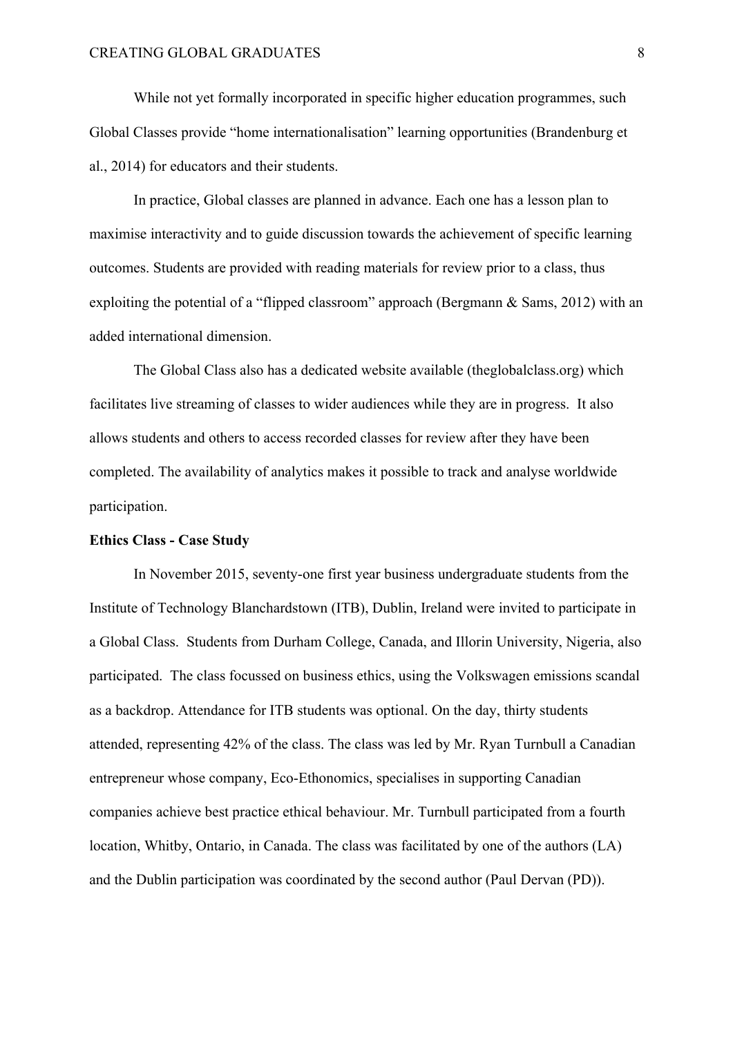While not yet formally incorporated in specific higher education programmes, such Global Classes provide "home internationalisation" learning opportunities (Brandenburg et al., 2014) for educators and their students.

In practice, Global classes are planned in advance. Each one has a lesson plan to maximise interactivity and to guide discussion towards the achievement of specific learning outcomes. Students are provided with reading materials for review prior to a class, thus exploiting the potential of a "flipped classroom" approach (Bergmann & Sams, 2012) with an added international dimension.

The Global Class also has a dedicated website available (theglobalclass.org) which facilitates live streaming of classes to wider audiences while they are in progress. It also allows students and others to access recorded classes for review after they have been completed. The availability of analytics makes it possible to track and analyse worldwide participation.

**Ethics Class - Case Study**

In November 2015, seventy-one first year business undergraduate students from the Institute of Technology Blanchardstown (ITB), Dublin, Ireland were invited to participate in a Global Class. Students from Durham College, Canada, and Illorin University, Nigeria, also participated. The class focussed on business ethics, using the Volkswagen emissions scandal as a backdrop. Attendance for ITB students was optional. On the day, thirty students attended, representing 42% of the class. The class was led by Mr. Ryan Turnbull a Canadian entrepreneur whose company, Eco-Ethonomics, specialises in supporting Canadian companies achieve best practice ethical behaviour. Mr. Turnbull participated from a fourth location, Whitby, Ontario, in Canada. The class was facilitated by one of the authors (LA) and the Dublin participation was coordinated by the second author (Paul Dervan (PD)).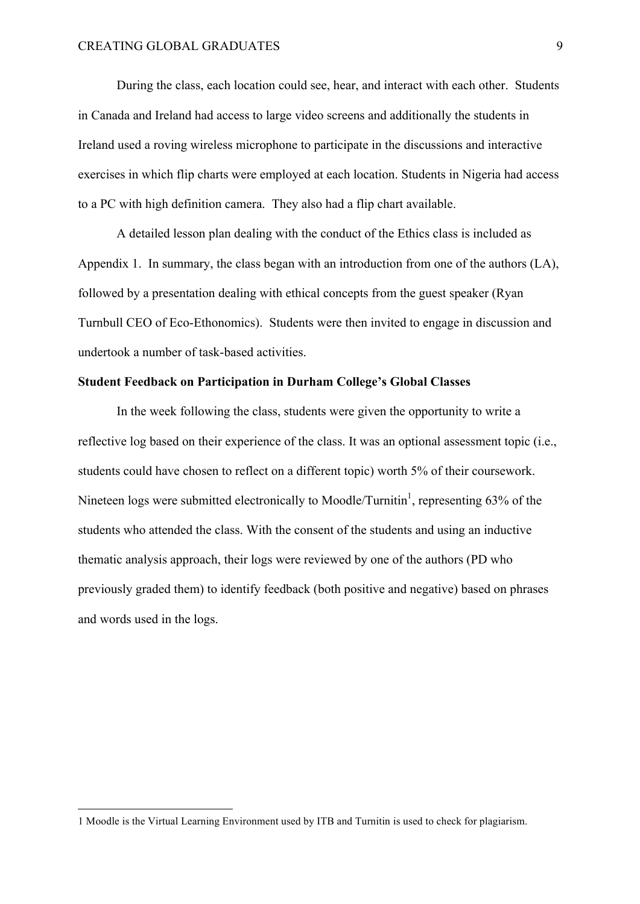During the class, each location could see, hear, and interact with each other. Students in Canada and Ireland had access to large video screens and additionally the students in Ireland used a roving wireless microphone to participate in the discussions and interactive exercises in which flip charts were employed at each location. Students in Nigeria had access to a PC with high definition camera. They also had a flip chart available.

A detailed lesson plan dealing with the conduct of the Ethics class is included as Appendix 1. In summary, the class began with an introduction from one of the authors (LA), followed by a presentation dealing with ethical concepts from the guest speaker (Ryan Turnbull CEO of Eco-Ethonomics). Students were then invited to engage in discussion and undertook a number of task-based activities.

**Student Feedback on Participation in Durham College's Global Classes**

In the week following the class, students were given the opportunity to write a reflective log based on their experience of the class. It was an optional assessment topic (i.e., students could have chosen to reflect on a different topic) worth 5% of their coursework. Nineteen logs were submitted electronically to Moodle/Turnitin[1], representing 63% of the students who attended the class. With the consent of the students and using an inductive thematic analysis approach, their logs were reviewed by one of the authors (PD who previously graded them) to identify feedback (both positive and negative) based on phrases and words used in the logs.

1 Moodle is the Virtual Learning Environment used by ITB and Turnitin is used to check for plagiarism.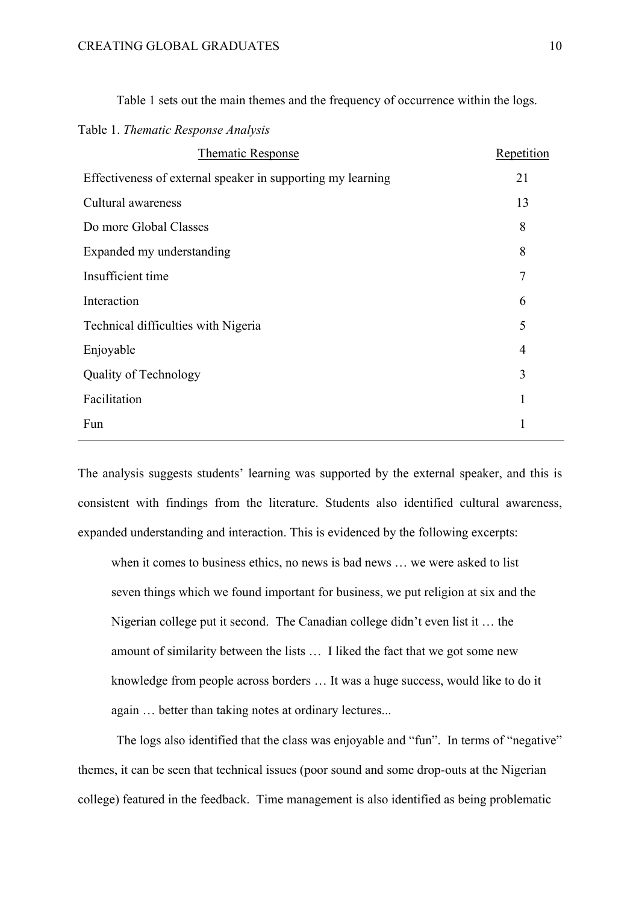Table 1 sets out the main themes and the frequency of occurrence within the logs.

Table 1. *Thematic Response Analysis*

| Thematic Response | Repetition |
|---|---|
| Effectiveness of external speaker in supporting my learning | 21 |
| Cultural awareness | 13 |
| Do more Global Classes | 8 |
| Expanded my understanding | 8 |
| Insufficient time | 7 |
| Interaction | 6 |
| Technical difficulties with Nigeria | 5 |
| Enjoyable | 4 |
| Quality of Technology | 3 |
| Facilitation | 1 |
| Fun | 1 |

The analysis suggests students' learning was supported by the external speaker, and this is consistent with findings from the literature. Students also identified cultural awareness, expanded understanding and interaction. This is evidenced by the following excerpts:

> when it comes to business ethics, no news is bad news … we were asked to list seven things which we found important for business, we put religion at six and the Nigerian college put it second. The Canadian college didn't even list it … the amount of similarity between the lists … I liked the fact that we got some new knowledge from people across borders … It was a huge success, would like to do it again … better than taking notes at ordinary lectures...

The logs also identified that the class was enjoyable and "fun". In terms of "negative" themes, it can be seen that technical issues (poor sound and some drop-outs at the Nigerian college) featured in the feedback. Time management is also identified as being problematic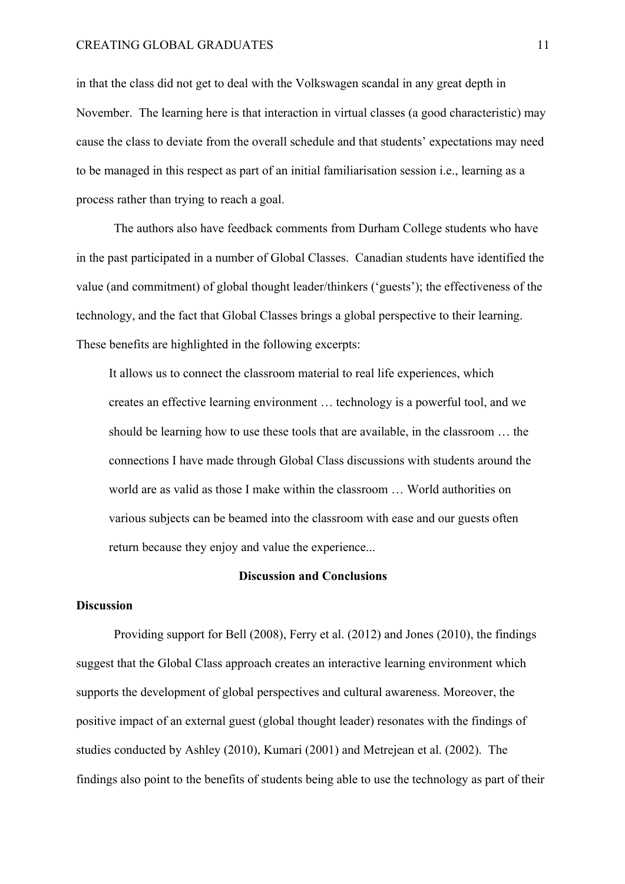in that the class did not get to deal with the Volkswagen scandal in any great depth in November. The learning here is that interaction in virtual classes (a good characteristic) may cause the class to deviate from the overall schedule and that students' expectations may need to be managed in this respect as part of an initial familiarisation session i.e., learning as a process rather than trying to reach a goal.

The authors also have feedback comments from Durham College students who have in the past participated in a number of Global Classes. Canadian students have identified the value (and commitment) of global thought leader/thinkers ('guests'); the effectiveness of the technology, and the fact that Global Classes brings a global perspective to their learning. These benefits are highlighted in the following excerpts:

> It allows us to connect the classroom material to real life experiences, which creates an effective learning environment … technology is a powerful tool, and we should be learning how to use these tools that are available, in the classroom … the connections I have made through Global Class discussions with students around the world are as valid as those I make within the classroom … World authorities on various subjects can be beamed into the classroom with ease and our guests often return because they enjoy and value the experience...

## Discussion and Conclusions

### Discussion

Providing support for Bell (2008), Ferry et al. (2012) and Jones (2010), the findings suggest that the Global Class approach creates an interactive learning environment which supports the development of global perspectives and cultural awareness. Moreover, the positive impact of an external guest (global thought leader) resonates with the findings of studies conducted by Ashley (2010), Kumari (2001) and Metrejean et al. (2002). The findings also point to the benefits of students being able to use the technology as part of their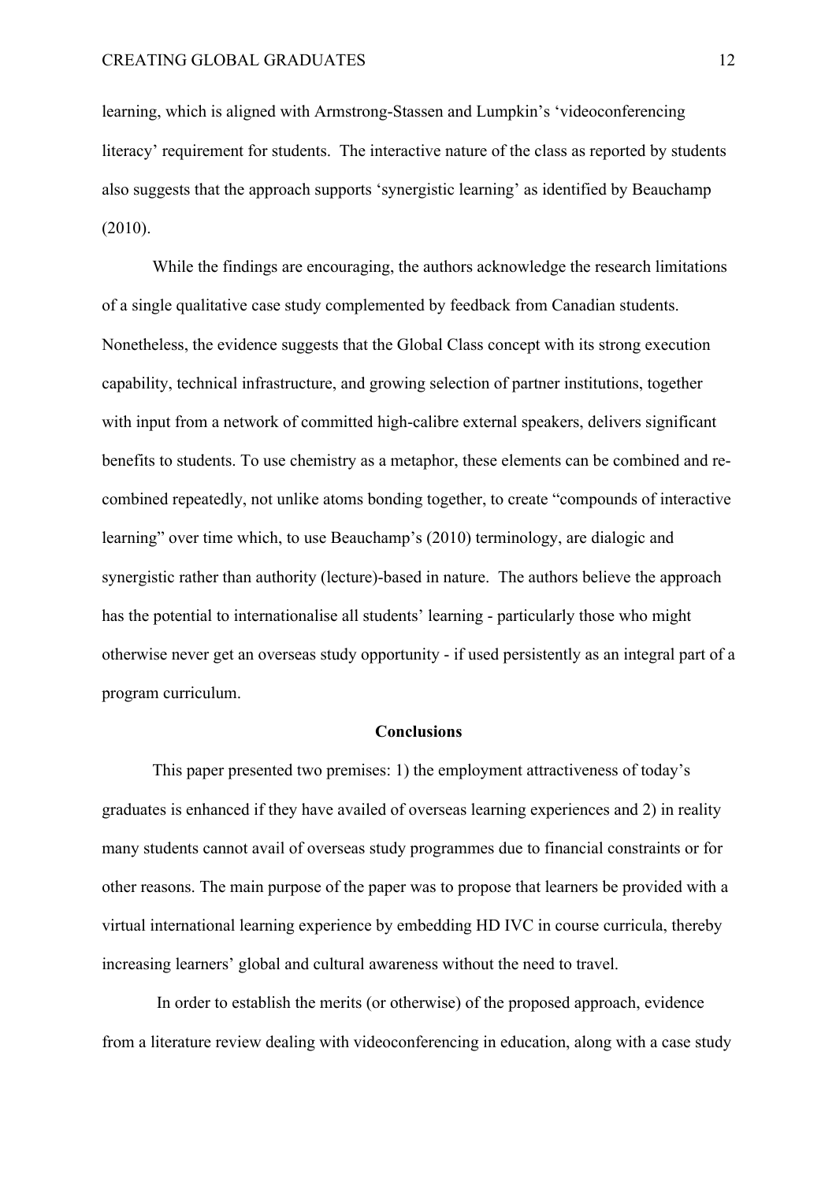learning, which is aligned with Armstrong-Stassen and Lumpkin's 'videoconferencing literacy' requirement for students. The interactive nature of the class as reported by students also suggests that the approach supports 'synergistic learning' as identified by Beauchamp (2010).

While the findings are encouraging, the authors acknowledge the research limitations of a single qualitative case study complemented by feedback from Canadian students. Nonetheless, the evidence suggests that the Global Class concept with its strong execution capability, technical infrastructure, and growing selection of partner institutions, together with input from a network of committed high-calibre external speakers, delivers significant benefits to students. To use chemistry as a metaphor, these elements can be combined and re-combined repeatedly, not unlike atoms bonding together, to create "compounds of interactive learning" over time which, to use Beauchamp's (2010) terminology, are dialogic and synergistic rather than authority (lecture)-based in nature. The authors believe the approach has the potential to internationalise all students' learning - particularly those who might otherwise never get an overseas study opportunity - if used persistently as an integral part of a program curriculum.

## Conclusions

This paper presented two premises: 1) the employment attractiveness of today's graduates is enhanced if they have availed of overseas learning experiences and 2) in reality many students cannot avail of overseas study programmes due to financial constraints or for other reasons. The main purpose of the paper was to propose that learners be provided with a virtual international learning experience by embedding HD IVC in course curricula, thereby increasing learners' global and cultural awareness without the need to travel.

In order to establish the merits (or otherwise) of the proposed approach, evidence from a literature review dealing with videoconferencing in education, along with a case study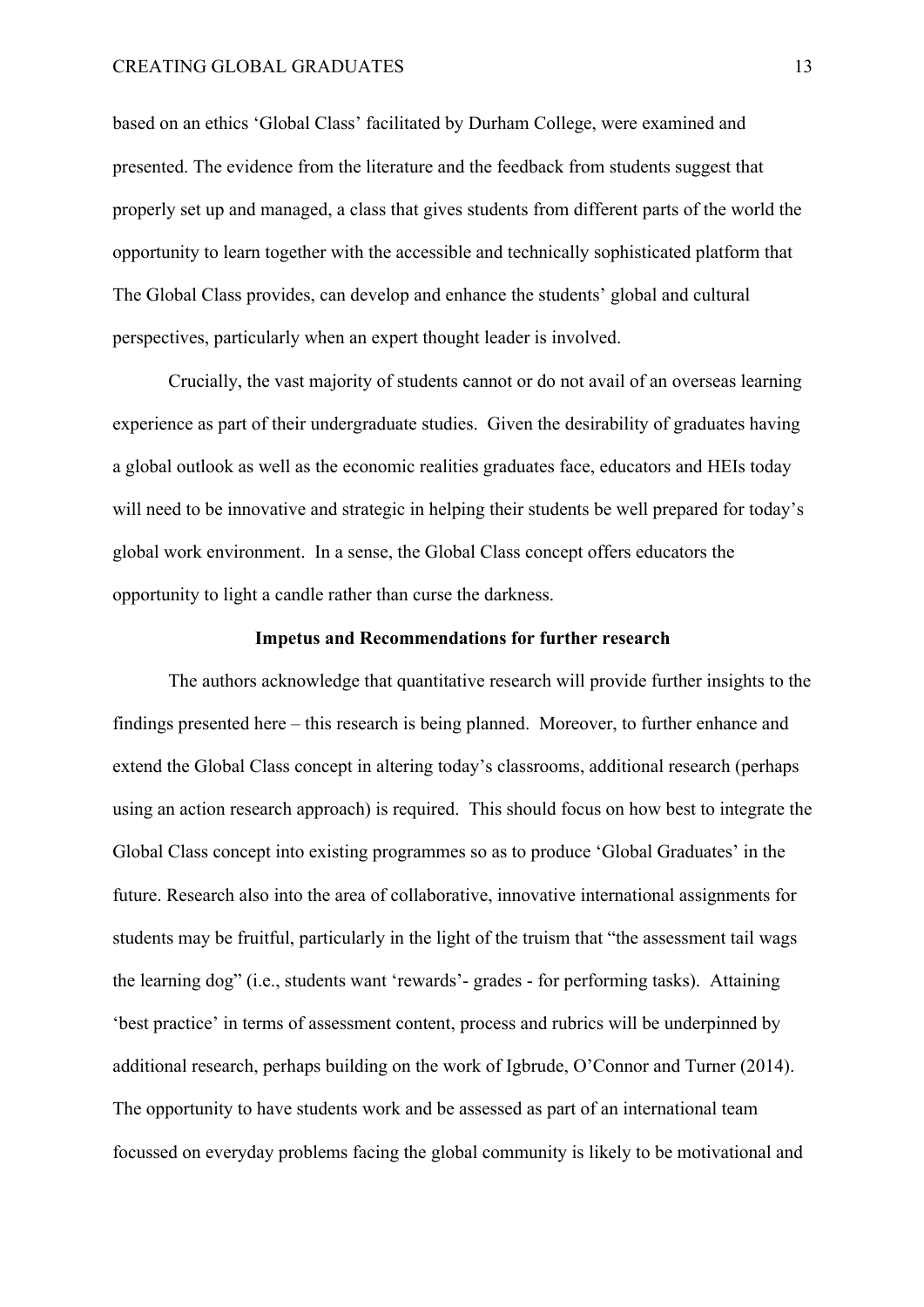based on an ethics 'Global Class' facilitated by Durham College, were examined and presented. The evidence from the literature and the feedback from students suggest that properly set up and managed, a class that gives students from different parts of the world the opportunity to learn together with the accessible and technically sophisticated platform that The Global Class provides, can develop and enhance the students' global and cultural perspectives, particularly when an expert thought leader is involved.

Crucially, the vast majority of students cannot or do not avail of an overseas learning experience as part of their undergraduate studies. Given the desirability of graduates having a global outlook as well as the economic realities graduates face, educators and HEIs today will need to be innovative and strategic in helping their students be well prepared for today's global work environment. In a sense, the Global Class concept offers educators the opportunity to light a candle rather than curse the darkness.

## Impetus and Recommendations for further research

The authors acknowledge that quantitative research will provide further insights to the findings presented here – this research is being planned. Moreover, to further enhance and extend the Global Class concept in altering today's classrooms, additional research (perhaps using an action research approach) is required. This should focus on how best to integrate the Global Class concept into existing programmes so as to produce 'Global Graduates' in the future. Research also into the area of collaborative, innovative international assignments for students may be fruitful, particularly in the light of the truism that "the assessment tail wags the learning dog" (i.e., students want 'rewards'- grades - for performing tasks). Attaining 'best practice' in terms of assessment content, process and rubrics will be underpinned by additional research, perhaps building on the work of Igbrude, O'Connor and Turner (2014). The opportunity to have students work and be assessed as part of an international team focussed on everyday problems facing the global community is likely to be motivational and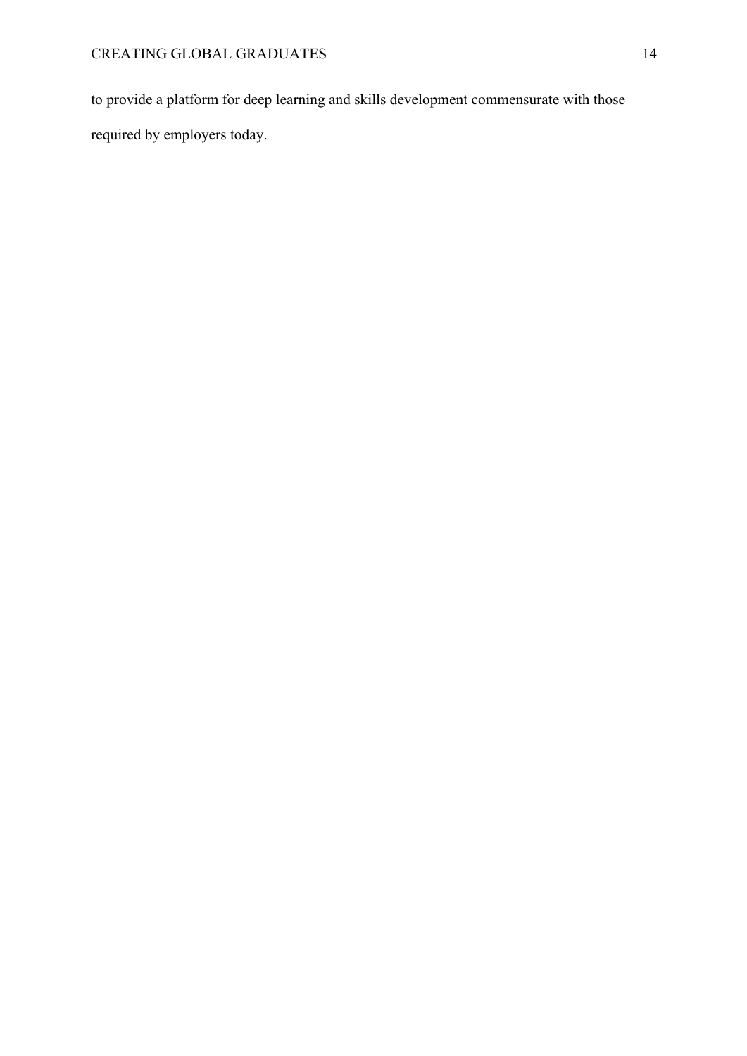to provide a platform for deep learning and skills development commensurate with those required by employers today.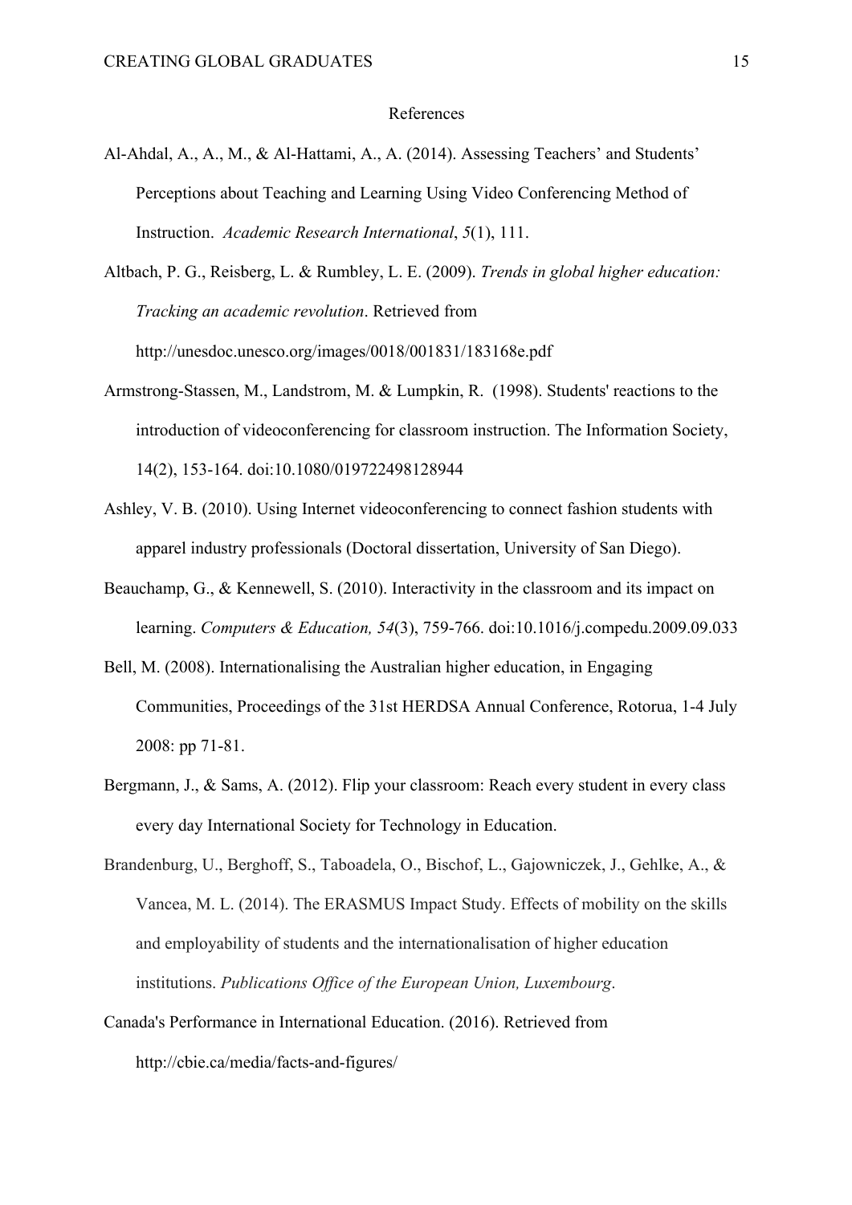## References

Al-Ahdal, A., A., M., & Al-Hattami, A., A. (2014). Assessing Teachers' and Students' Perceptions about Teaching and Learning Using Video Conferencing Method of Instruction. *Academic Research International*, *5*(1), 111.

Altbach, P. G., Reisberg, L. & Rumbley, L. E. (2009). *Trends in global higher education: Tracking an academic revolution*. Retrieved from http://unesdoc.unesco.org/images/0018/001831/183168e.pdf

Armstrong-Stassen, M., Landstrom, M. & Lumpkin, R. (1998). Students' reactions to the introduction of videoconferencing for classroom instruction. The Information Society, 14(2), 153-164. doi:10.1080/019722498128944

Ashley, V. B. (2010). Using Internet videoconferencing to connect fashion students with apparel industry professionals (Doctoral dissertation, University of San Diego).

Beauchamp, G., & Kennewell, S. (2010). Interactivity in the classroom and its impact on learning. *Computers & Education, 54*(3), 759-766. doi:10.1016/j.compedu.2009.09.033

Bell, M. (2008). Internationalising the Australian higher education, in Engaging Communities, Proceedings of the 31st HERDSA Annual Conference, Rotorua, 1-4 July 2008: pp 71-81.

Bergmann, J., & Sams, A. (2012). Flip your classroom: Reach every student in every class every day International Society for Technology in Education.

Brandenburg, U., Berghoff, S., Taboadela, O., Bischof, L., Gajowniczek, J., Gehlke, A., & Vancea, M. L. (2014). The ERASMUS Impact Study. Effects of mobility on the skills and employability of students and the internationalisation of higher education institutions. *Publications Office of the European Union, Luxembourg*.

Canada's Performance in International Education. (2016). Retrieved from http://cbie.ca/media/facts-and-figures/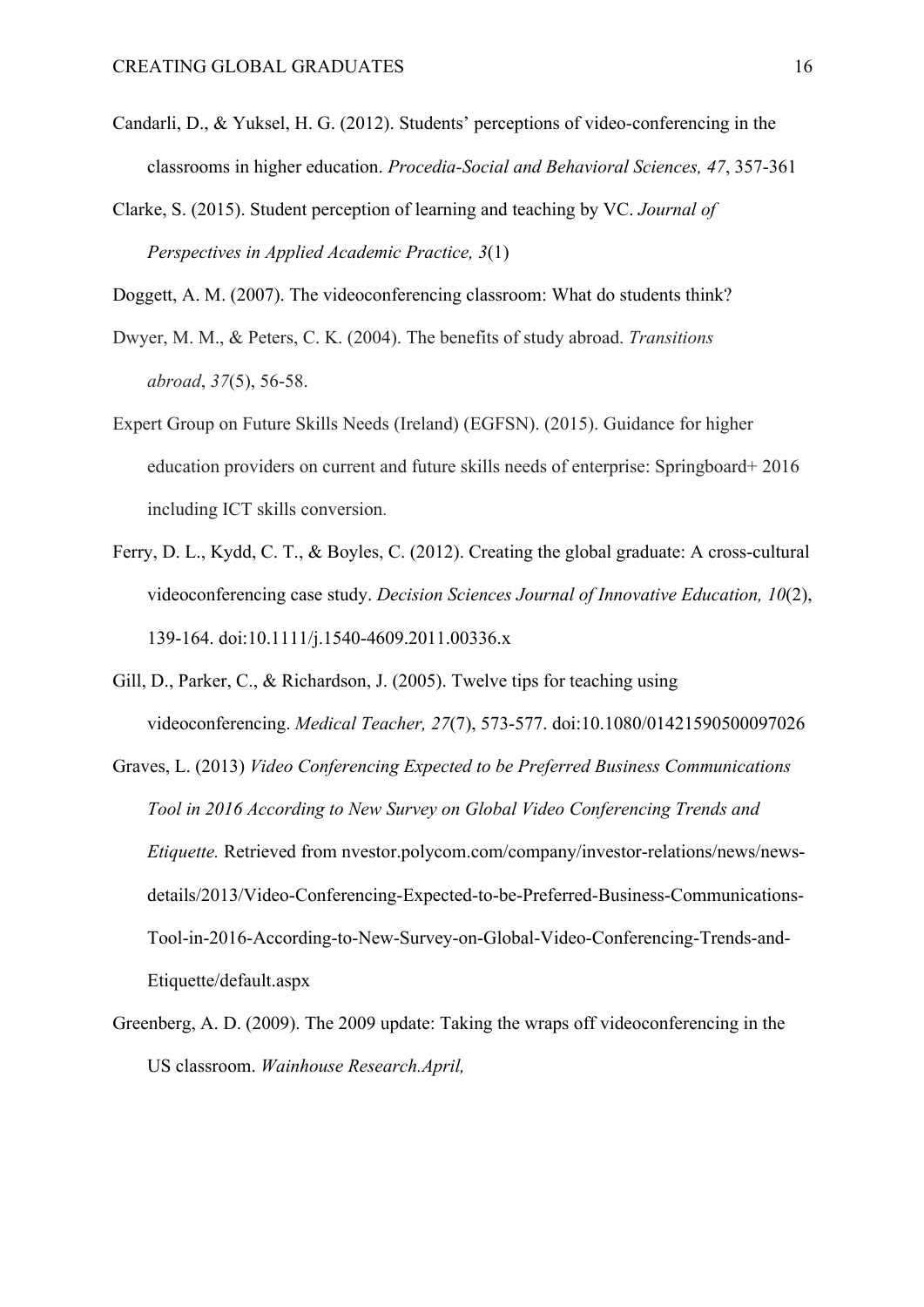Candarli, D., & Yuksel, H. G. (2012). Students' perceptions of video-conferencing in the classrooms in higher education. *Procedia-Social and Behavioral Sciences, 47*, 357-361

Clarke, S. (2015). Student perception of learning and teaching by VC. *Journal of Perspectives in Applied Academic Practice, 3*(1)

Doggett, A. M. (2007). The videoconferencing classroom: What do students think?

Dwyer, M. M., & Peters, C. K. (2004). The benefits of study abroad. *Transitions abroad*, *37*(5), 56-58.

Expert Group on Future Skills Needs (Ireland) (EGFSN). (2015). Guidance for higher education providers on current and future skills needs of enterprise: Springboard+ 2016 including ICT skills conversion.

Ferry, D. L., Kydd, C. T., & Boyles, C. (2012). Creating the global graduate: A cross-cultural videoconferencing case study. *Decision Sciences Journal of Innovative Education, 10*(2), 139-164. doi:10.1111/j.1540-4609.2011.00336.x

Gill, D., Parker, C., & Richardson, J. (2005). Twelve tips for teaching using videoconferencing. *Medical Teacher, 27*(7), 573-577. doi:10.1080/01421590500097026

Graves, L. (2013) *Video Conferencing Expected to be Preferred Business Communications Tool in 2016 According to New Survey on Global Video Conferencing Trends and Etiquette.* Retrieved from nvestor.polycom.com/company/investor-relations/news/news-details/2013/Video-Conferencing-Expected-to-be-Preferred-Business-Communications-Tool-in-2016-According-to-New-Survey-on-Global-Video-Conferencing-Trends-and-Etiquette/default.aspx

Greenberg, A. D. (2009). The 2009 update: Taking the wraps off videoconferencing in the US classroom. *Wainhouse Research.April,*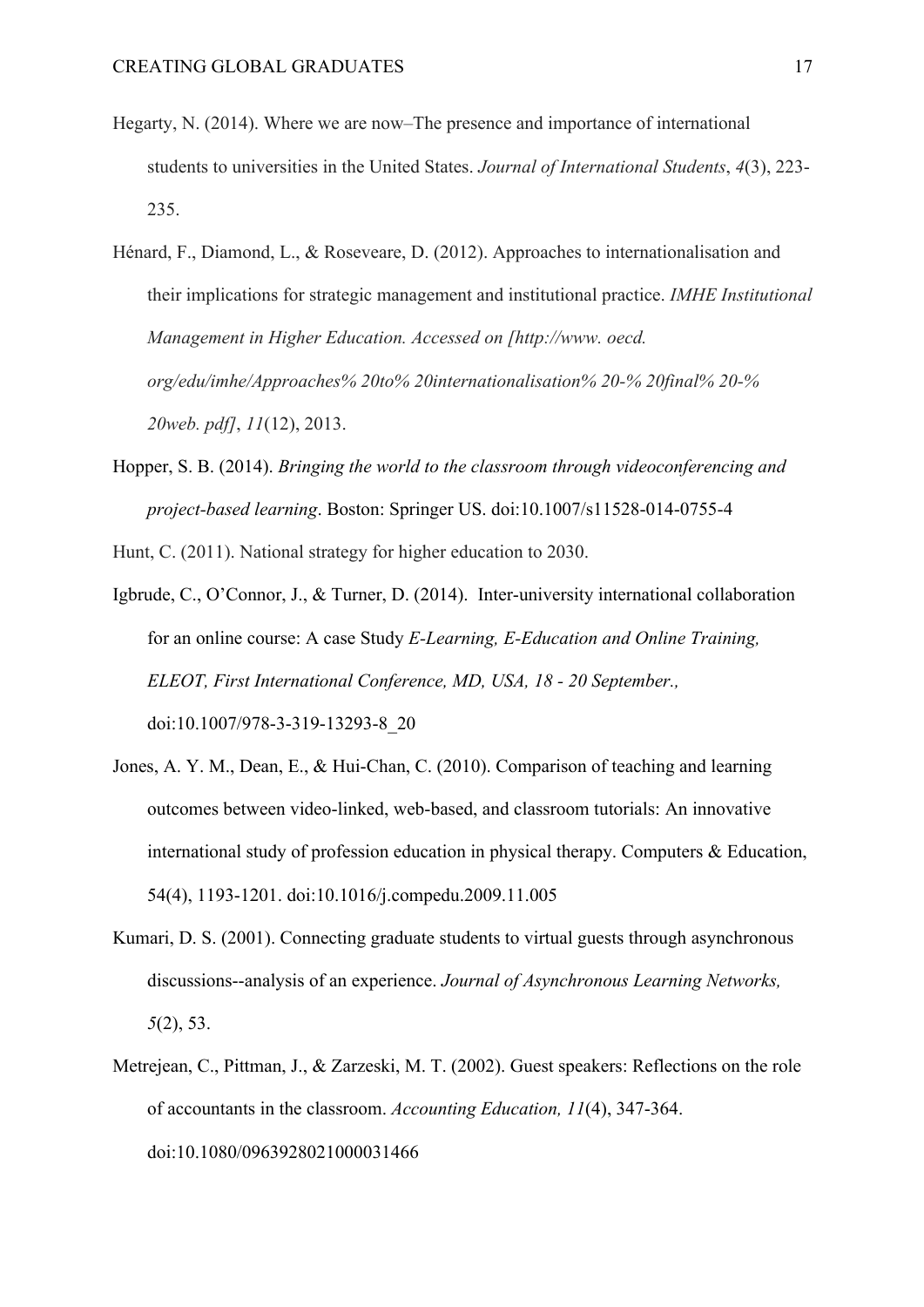Hegarty, N. (2014). Where we are now–The presence and importance of international students to universities in the United States. *Journal of International Students*, *4*(3), 223-235.

Hénard, F., Diamond, L., & Roseveare, D. (2012). Approaches to internationalisation and their implications for strategic management and institutional practice. *IMHE Institutional Management in Higher Education. Accessed on [http://www. oecd. org/edu/imhe/Approaches% 20to% 20internationalisation% 20-% 20final% 20-% 20web. pdf]*, *11*(12), 2013.

Hopper, S. B. (2014). *Bringing the world to the classroom through videoconferencing and project-based learning*. Boston: Springer US. doi:10.1007/s11528-014-0755-4

Hunt, C. (2011). National strategy for higher education to 2030.

Igbrude, C., O'Connor, J., & Turner, D. (2014). Inter-university international collaboration for an online course: A case Study *E-Learning, E-Education and Online Training, ELEOT, First International Conference, MD, USA, 18 - 20 September.,* doi:10.1007/978-3-319-13293-8_20

Jones, A. Y. M., Dean, E., & Hui-Chan, C. (2010). Comparison of teaching and learning outcomes between video-linked, web-based, and classroom tutorials: An innovative international study of profession education in physical therapy. Computers & Education, 54(4), 1193-1201. doi:10.1016/j.compedu.2009.11.005

Kumari, D. S. (2001). Connecting graduate students to virtual guests through asynchronous discussions--analysis of an experience. *Journal of Asynchronous Learning Networks, 5*(2), 53.

Metrejean, C., Pittman, J., & Zarzeski, M. T. (2002). Guest speakers: Reflections on the role of accountants in the classroom. *Accounting Education, 11*(4), 347-364. doi:10.1080/0963928021000031466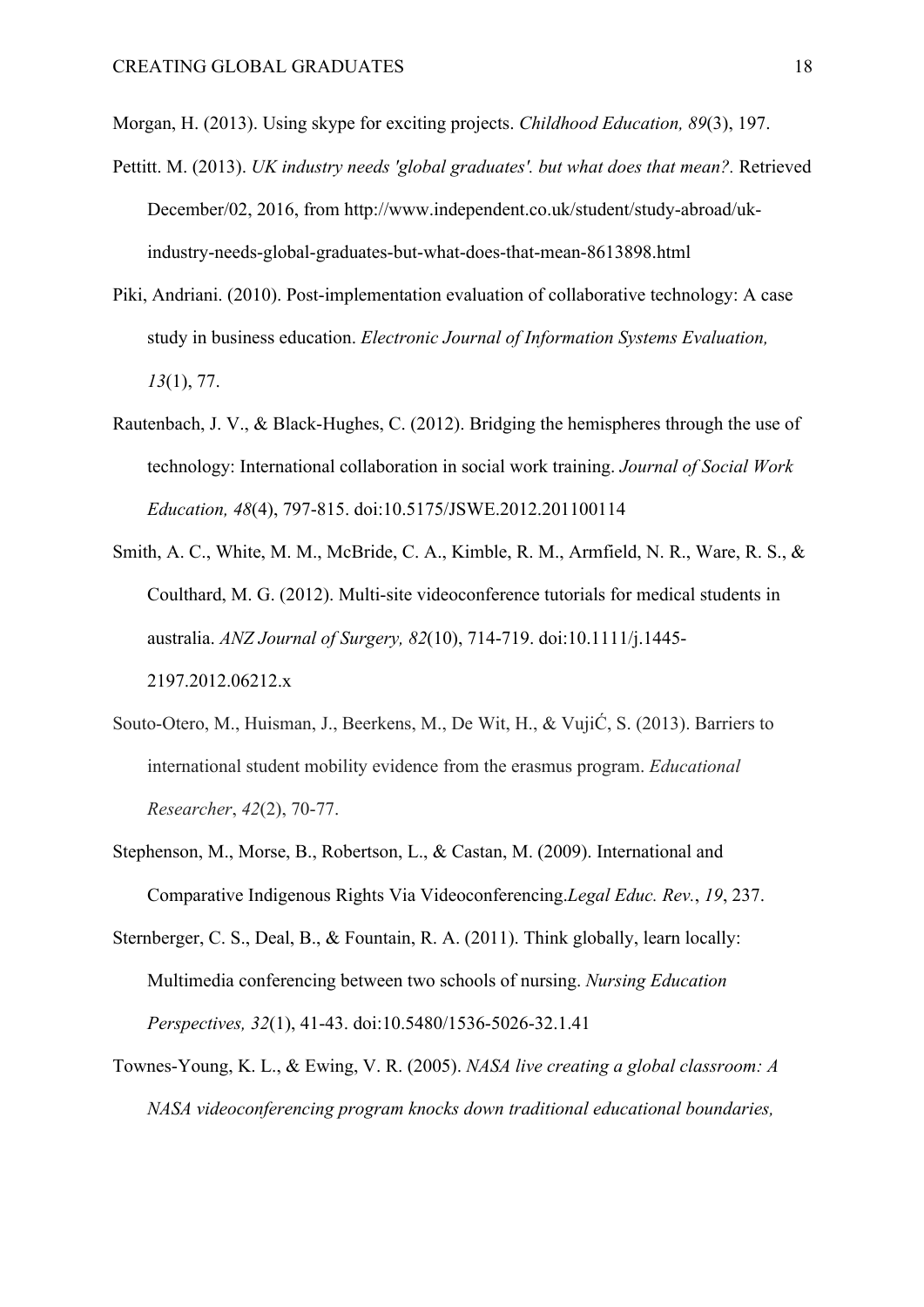Morgan, H. (2013). Using skype for exciting projects. *Childhood Education, 89*(3), 197.

Pettitt. M. (2013). *UK industry needs 'global graduates'. but what does that mean?.* Retrieved December/02, 2016, from http://www.independent.co.uk/student/study-abroad/uk-industry-needs-global-graduates-but-what-does-that-mean-8613898.html

Piki, Andriani. (2010). Post-implementation evaluation of collaborative technology: A case study in business education. *Electronic Journal of Information Systems Evaluation, 13*(1), 77.

Rautenbach, J. V., & Black-Hughes, C. (2012). Bridging the hemispheres through the use of technology: International collaboration in social work training. *Journal of Social Work Education, 48*(4), 797-815. doi:10.5175/JSWE.2012.201100114

Smith, A. C., White, M. M., McBride, C. A., Kimble, R. M., Armfield, N. R., Ware, R. S., & Coulthard, M. G. (2012). Multi-site videoconference tutorials for medical students in australia. *ANZ Journal of Surgery, 82*(10), 714-719. doi:10.1111/j.1445-2197.2012.06212.x

Souto-Otero, M., Huisman, J., Beerkens, M., De Wit, H., & VujiĆ, S. (2013). Barriers to international student mobility evidence from the erasmus program. *Educational Researcher*, *42*(2), 70-77.

Stephenson, M., Morse, B., Robertson, L., & Castan, M. (2009). International and Comparative Indigenous Rights Via Videoconferencing.*Legal Educ. Rev.*, *19*, 237.

Sternberger, C. S., Deal, B., & Fountain, R. A. (2011). Think globally, learn locally: Multimedia conferencing between two schools of nursing. *Nursing Education Perspectives, 32*(1), 41-43. doi:10.5480/1536-5026-32.1.41

Townes-Young, K. L., & Ewing, V. R. (2005). *NASA live creating a global classroom: A NASA videoconferencing program knocks down traditional educational boundaries,*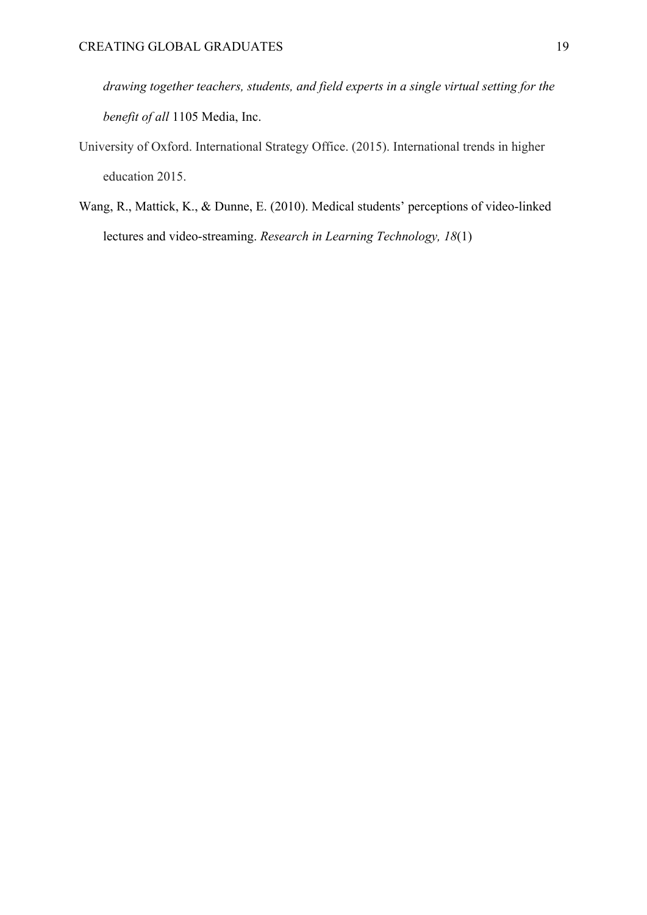*drawing together teachers, students, and field experts in a single virtual setting for the benefit of all* 1105 Media, Inc.

University of Oxford. International Strategy Office. (2015). International trends in higher education 2015.

Wang, R., Mattick, K., & Dunne, E. (2010). Medical students' perceptions of video-linked lectures and video-streaming. *Research in Learning Technology, 18*(1)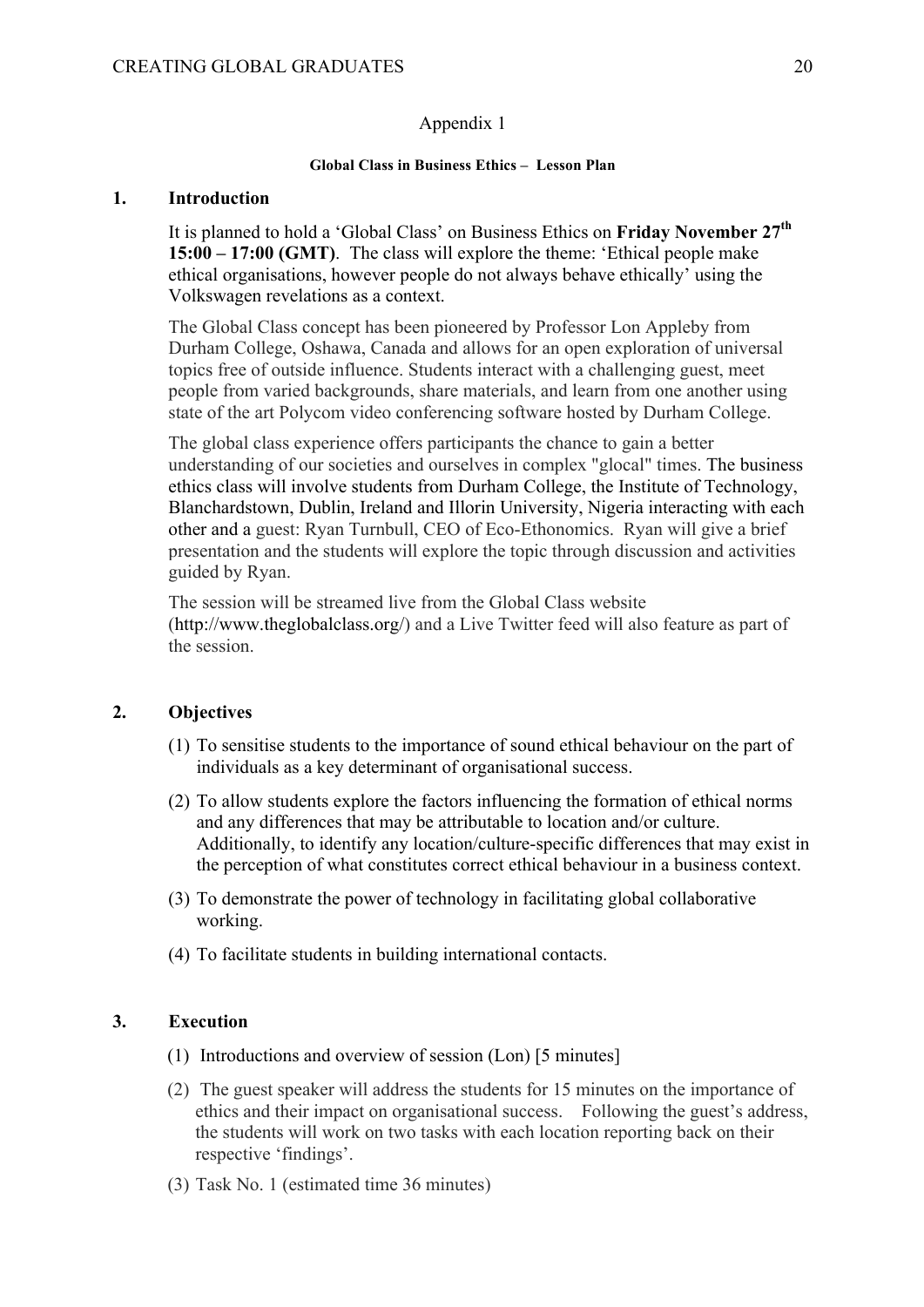Appendix 1

**Global Class in Business Ethics – Lesson Plan**

## 1. Introduction

It is planned to hold a 'Global Class' on Business Ethics on **Friday November 27th 15:00 – 17:00 (GMT)**. The class will explore the theme: 'Ethical people make ethical organisations, however people do not always behave ethically' using the Volkswagen revelations as a context.

The Global Class concept has been pioneered by Professor Lon Appleby from Durham College, Oshawa, Canada and allows for an open exploration of universal topics free of outside influence. Students interact with a challenging guest, meet people from varied backgrounds, share materials, and learn from one another using state of the art Polycom video conferencing software hosted by Durham College.

The global class experience offers participants the chance to gain a better understanding of our societies and ourselves in complex "glocal" times. The business ethics class will involve students from Durham College, the Institute of Technology, Blanchardstown, Dublin, Ireland and Illorin University, Nigeria interacting with each other and a guest: Ryan Turnbull, CEO of Eco-Ethonomics. Ryan will give a brief presentation and the students will explore the topic through discussion and activities guided by Ryan.

The session will be streamed live from the Global Class website (http://www.theglobalclass.org/) and a Live Twitter feed will also feature as part of the session.

## 2. Objectives

(1) To sensitise students to the importance of sound ethical behaviour on the part of individuals as a key determinant of organisational success.

(2) To allow students explore the factors influencing the formation of ethical norms and any differences that may be attributable to location and/or culture. Additionally, to identify any location/culture-specific differences that may exist in the perception of what constitutes correct ethical behaviour in a business context.

(3) To demonstrate the power of technology in facilitating global collaborative working.

(4) To facilitate students in building international contacts.

## 3. Execution

(1) Introductions and overview of session (Lon) [5 minutes]

(2) The guest speaker will address the students for 15 minutes on the importance of ethics and their impact on organisational success. Following the guest's address, the students will work on two tasks with each location reporting back on their respective 'findings'.

(3) Task No. 1 (estimated time 36 minutes)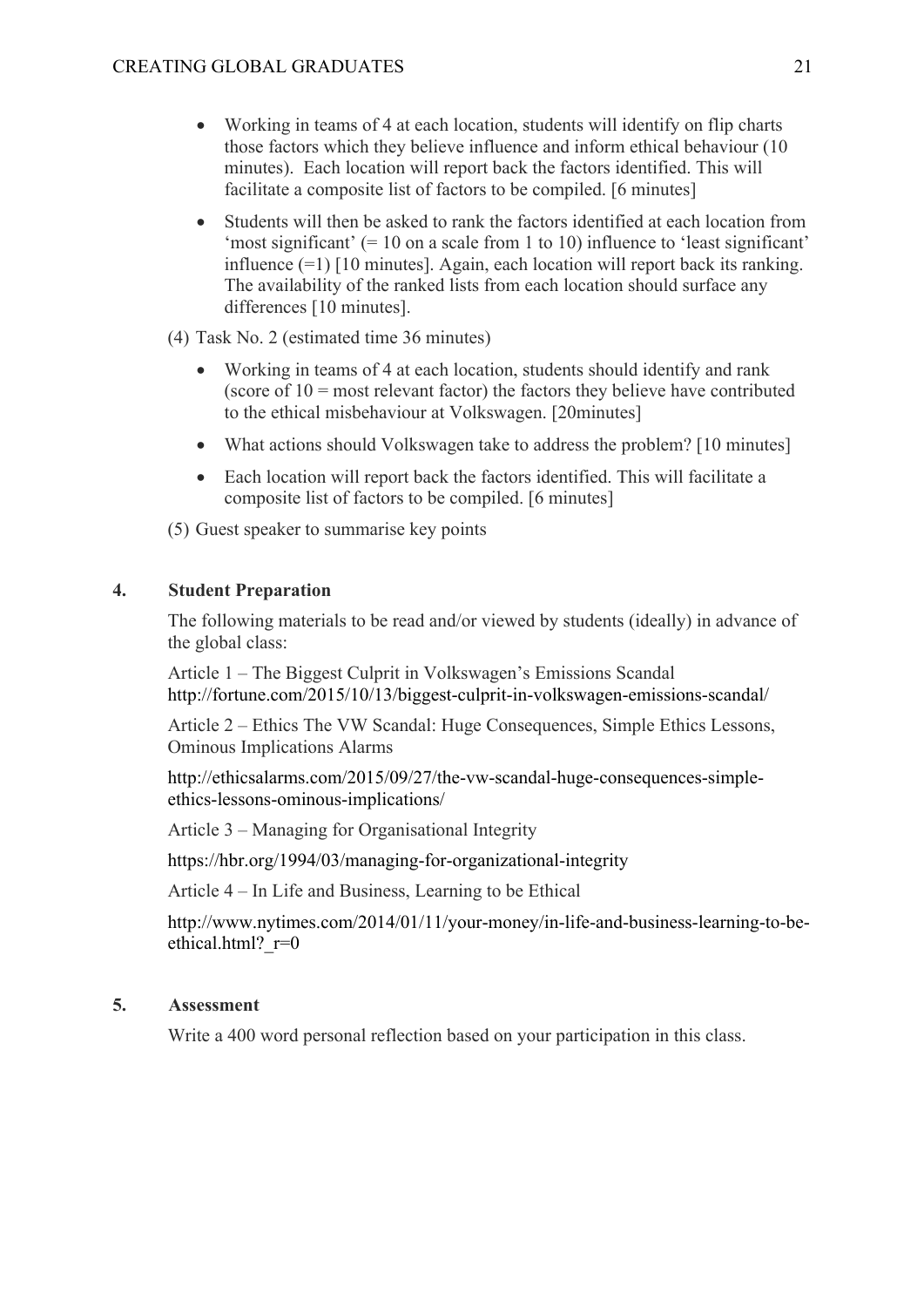- Working in teams of 4 at each location, students will identify on flip charts those factors which they believe influence and inform ethical behaviour (10 minutes). Each location will report back the factors identified. This will facilitate a composite list of factors to be compiled. [6 minutes]
- Students will then be asked to rank the factors identified at each location from 'most significant' (= 10 on a scale from 1 to 10) influence to 'least significant' influence (=1) [10 minutes]. Again, each location will report back its ranking. The availability of the ranked lists from each location should surface any differences [10 minutes].

(4) Task No. 2 (estimated time 36 minutes)

- Working in teams of 4 at each location, students should identify and rank (score of 10 = most relevant factor) the factors they believe have contributed to the ethical misbehaviour at Volkswagen. [20minutes]
- What actions should Volkswagen take to address the problem? [10 minutes]
- Each location will report back the factors identified. This will facilitate a composite list of factors to be compiled. [6 minutes]

(5) Guest speaker to summarise key points

## 4. Student Preparation

The following materials to be read and/or viewed by students (ideally) in advance of the global class:

Article 1 – The Biggest Culprit in Volkswagen's Emissions Scandal
http://fortune.com/2015/10/13/biggest-culprit-in-volkswagen-emissions-scandal/

Article 2 – Ethics The VW Scandal: Huge Consequences, Simple Ethics Lessons, Ominous Implications Alarms

http://ethicsalarms.com/2015/09/27/the-vw-scandal-huge-consequences-simple-ethics-lessons-ominous-implications/

Article 3 – Managing for Organisational Integrity

https://hbr.org/1994/03/managing-for-organizational-integrity

Article 4 – In Life and Business, Learning to be Ethical

http://www.nytimes.com/2014/01/11/your-money/in-life-and-business-learning-to-be-ethical.html?_r=0

## 5. Assessment

Write a 400 word personal reflection based on your participation in this class.